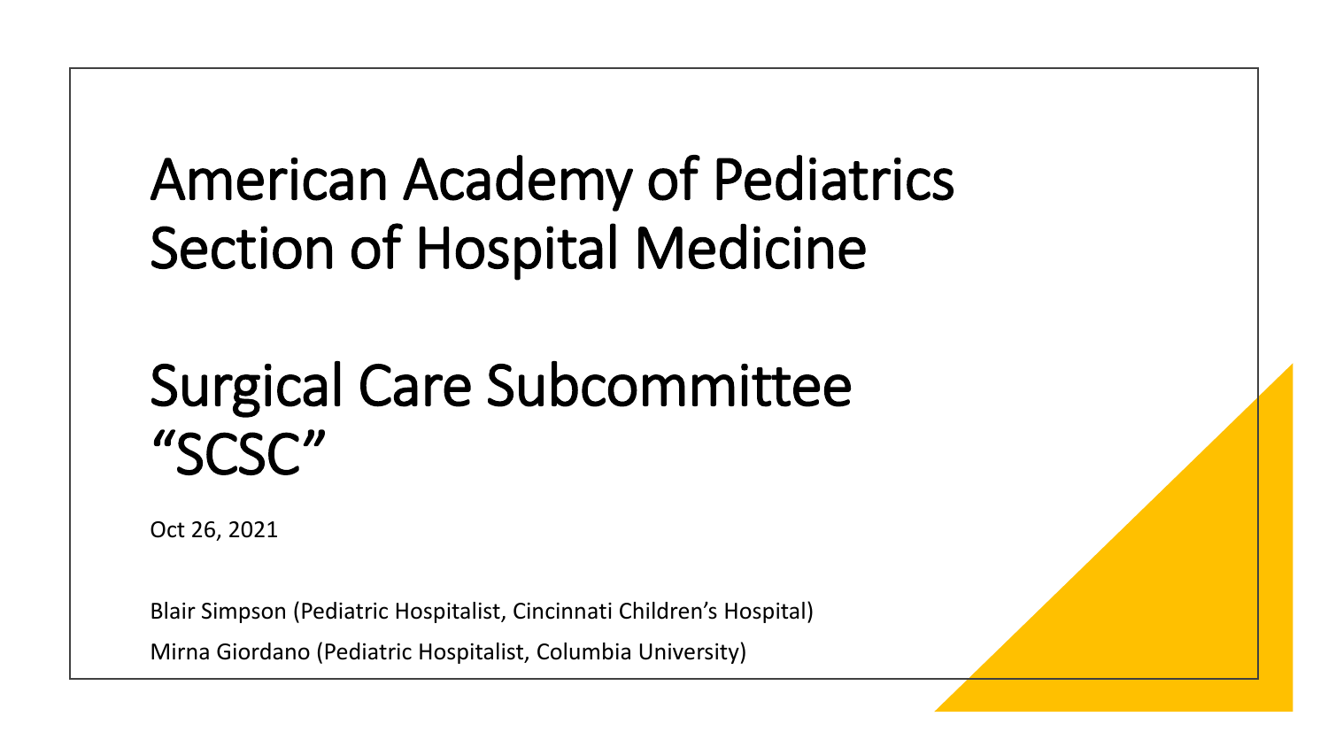# American Academy of Pediatrics Section of Hospital Medicine

# Surgical Care Subcommittee "SCSC"

Oct 26, 2021

Blair Simpson (Pediatric Hospitalist, Cincinnati Children's Hospital)

Mirna Giordano (Pediatric Hospitalist, Columbia University)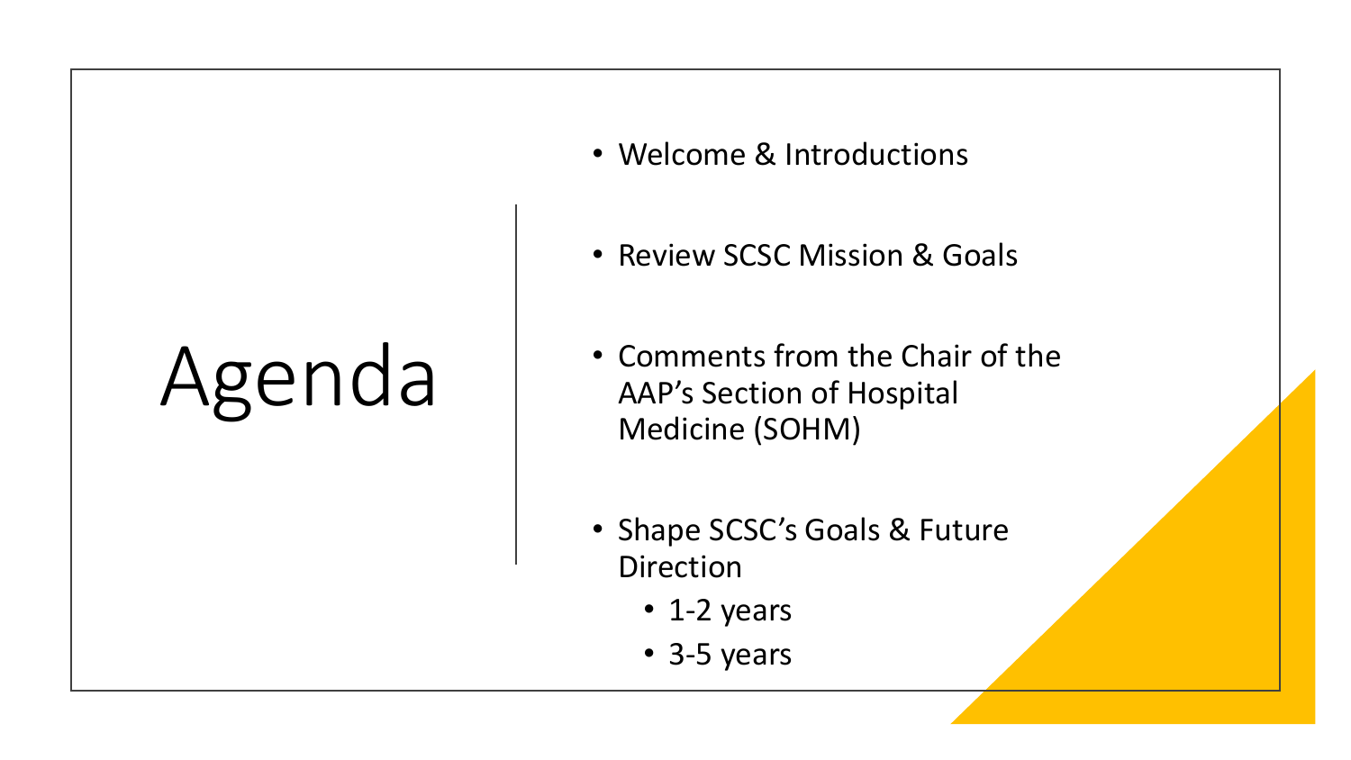# Agenda

- Welcome & Introductions
- Review SCSC Mission & Goals
- Comments from the Chair of the AAP's Section of Hospital Medicine (SOHM)
- Shape SCSC's Goals & Future Direction
  - 1-2 years
  - 3-5 years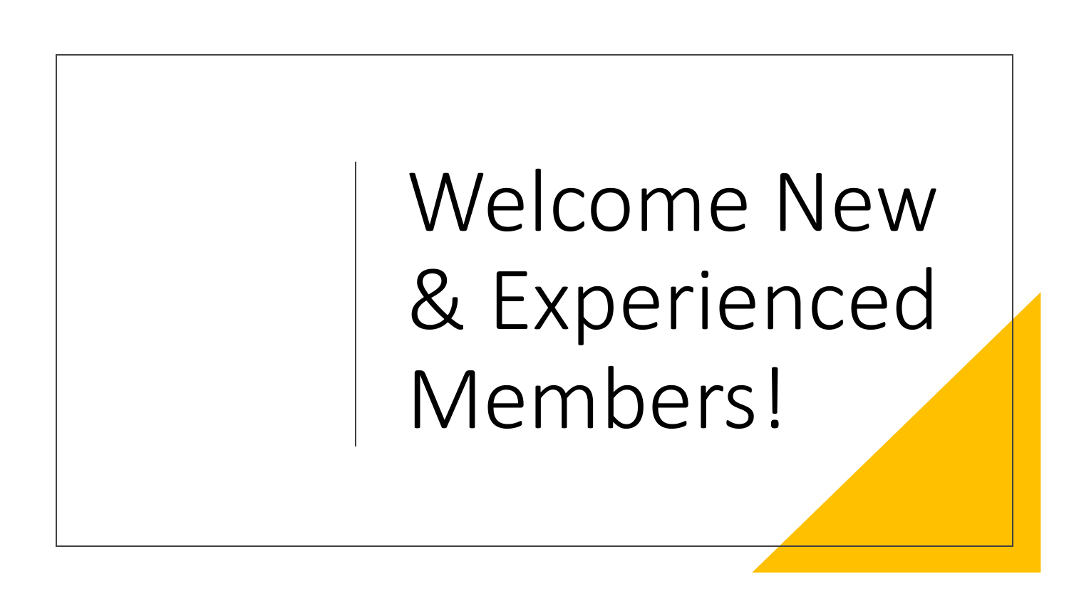# Welcome New & Experienced Members!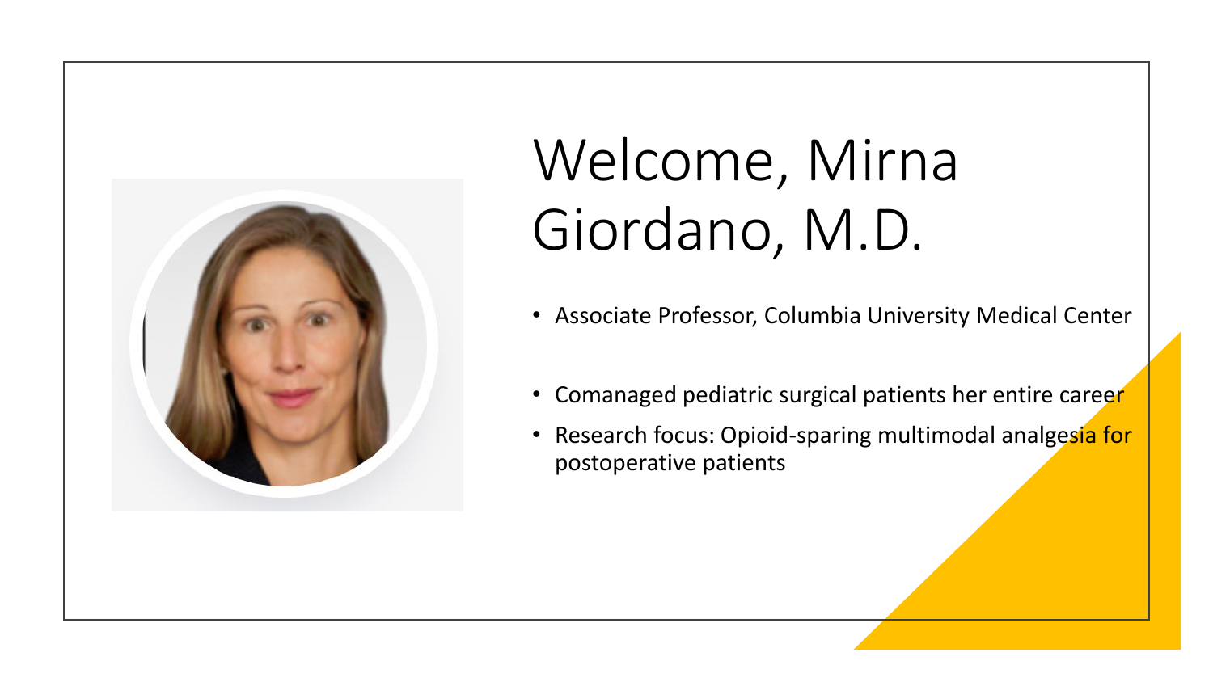# Welcome, Mirna Giordano, M.D.

- Associate Professor, Columbia University Medical Center
- Comanaged pediatric surgical patients her entire career
- Research focus: Opioid-sparing multimodal analgesia for postoperative patients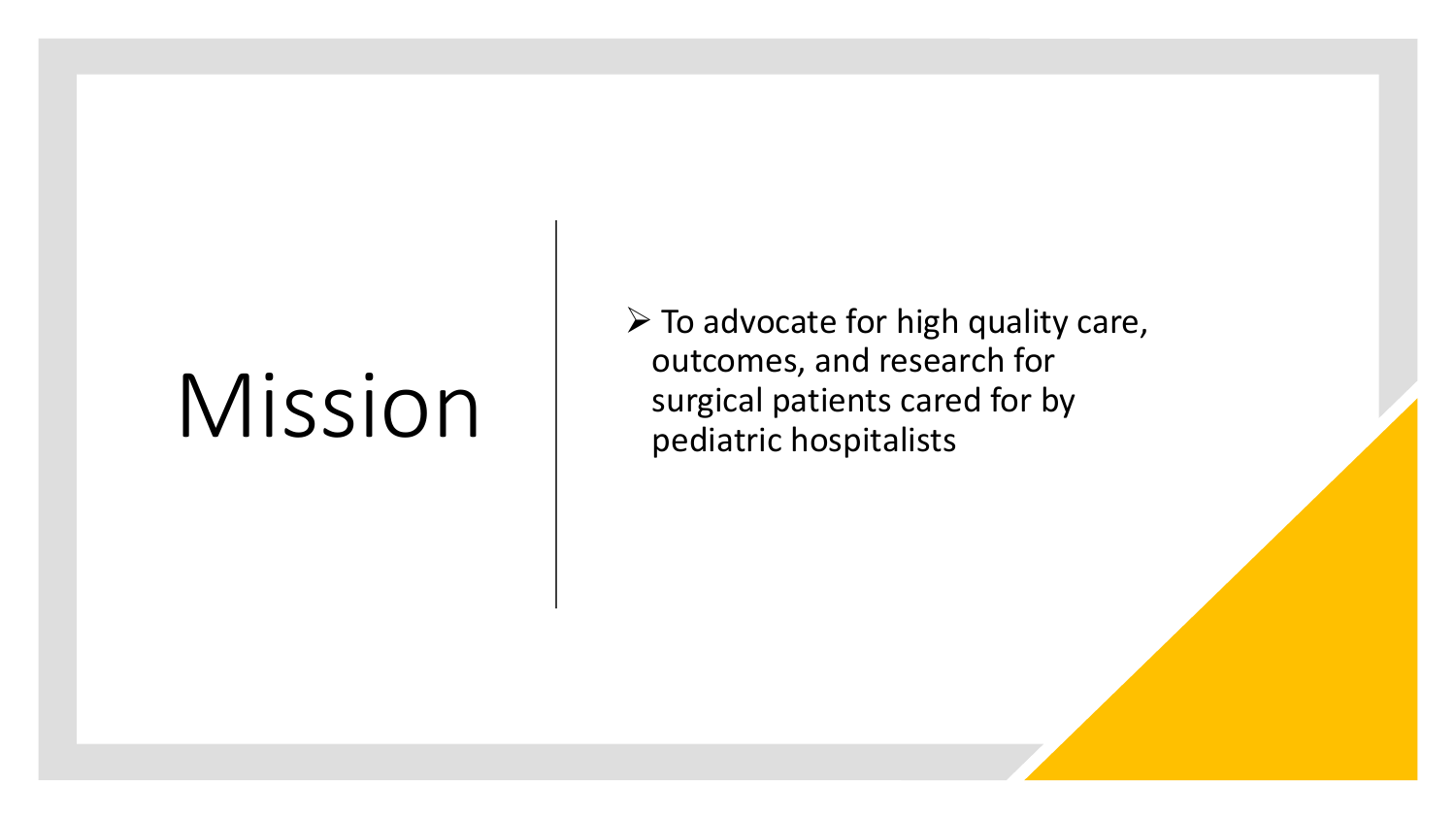# Mission

- To advocate for high quality care, outcomes, and research for surgical patients cared for by pediatric hospitalists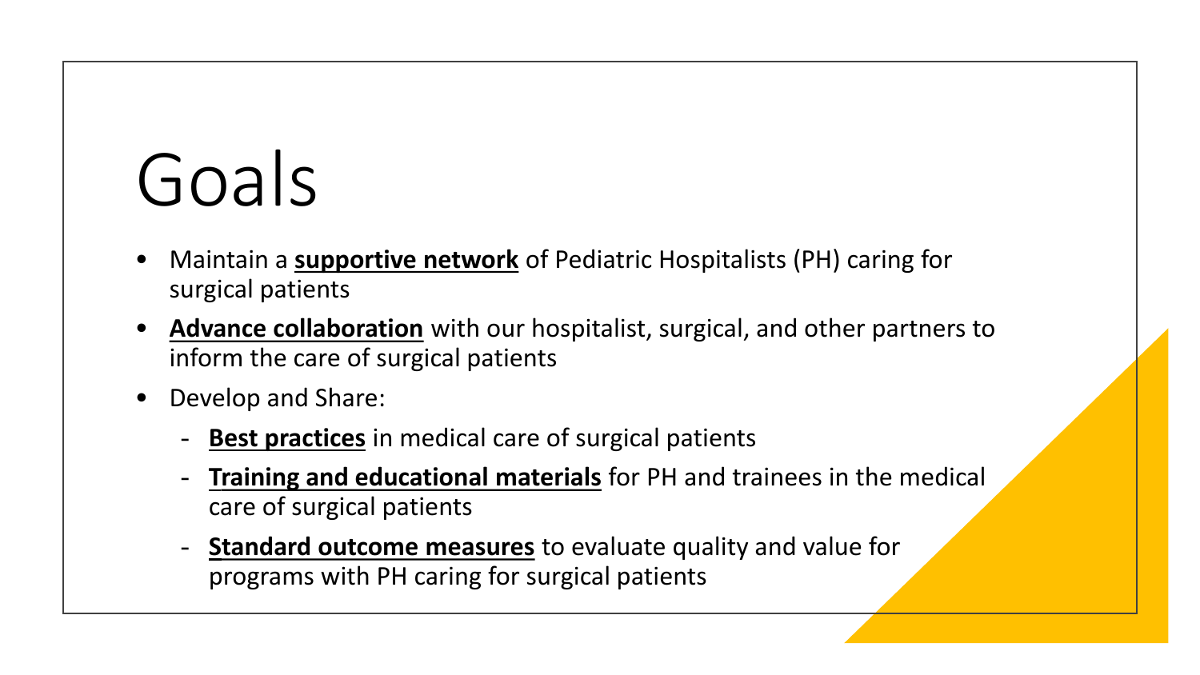# Goals

- Maintain a **supportive network** of Pediatric Hospitalists (PH) caring for surgical patients
- **Advance collaboration** with our hospitalist, surgical, and other partners to inform the care of surgical patients
- Develop and Share:
  - **Best practices** in medical care of surgical patients
  - **Training and educational materials** for PH and trainees in the medical care of surgical patients
  - **Standard outcome measures** to evaluate quality and value for programs with PH caring for surgical patients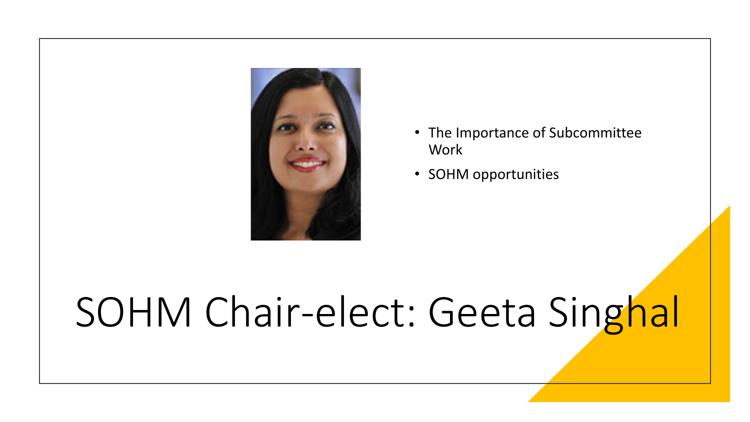# SOHM Chair-elect: Geeta Singhal

- The Importance of Subcommittee Work
- SOHM opportunities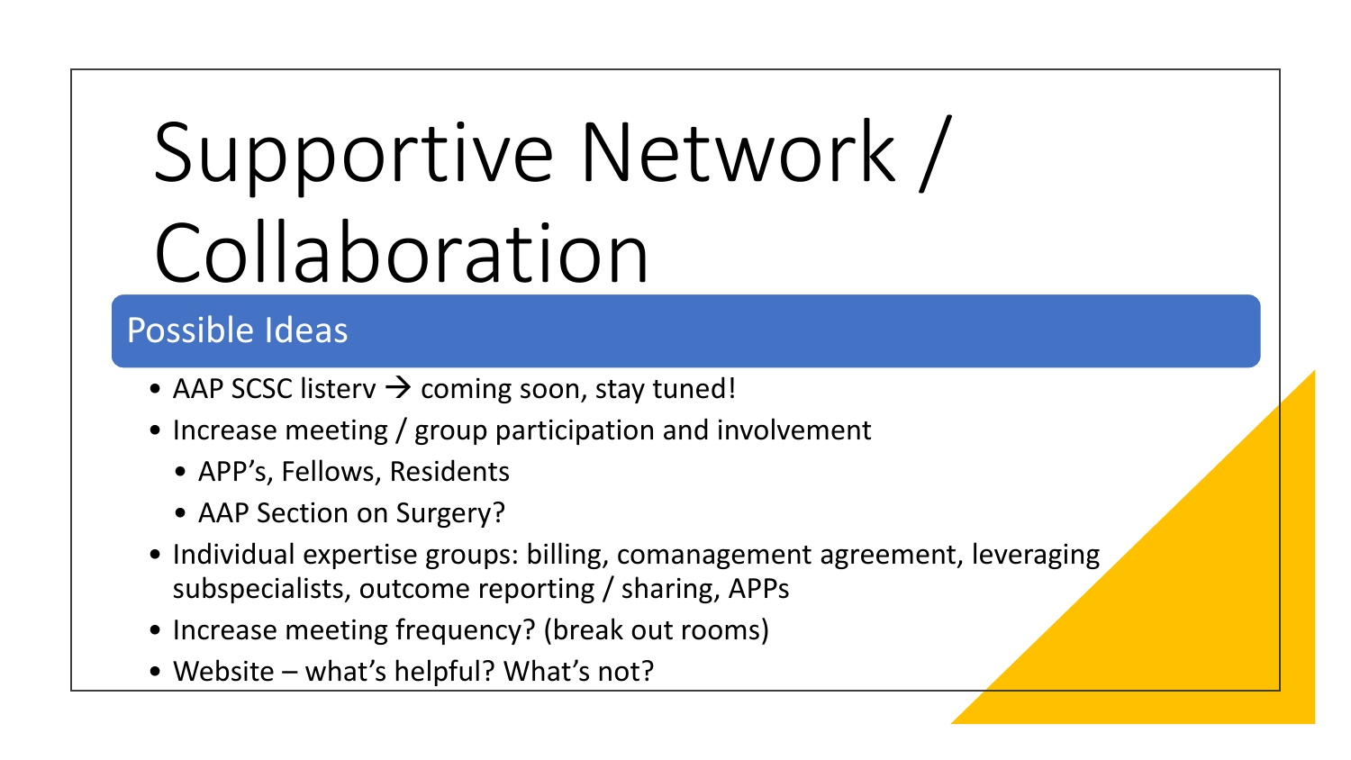# Supportive Network / Collaboration

## Possible Ideas

- AAP SCSC listerv → coming soon, stay tuned!
- Increase meeting / group participation and involvement
  - APP's, Fellows, Residents
  - AAP Section on Surgery?
- Individual expertise groups: billing, comanagement agreement, leveraging subspecialists, outcome reporting / sharing, APPs
- Increase meeting frequency? (break out rooms)
- Website – what's helpful? What's not?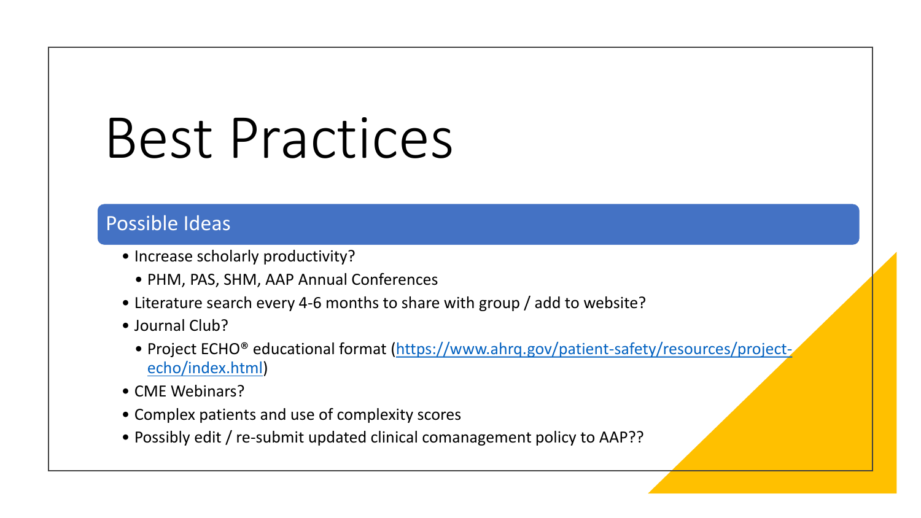# Best Practices

## Possible Ideas

- Increase scholarly productivity?
  - PHM, PAS, SHM, AAP Annual Conferences
- Literature search every 4-6 months to share with group / add to website?
- Journal Club?
  - Project ECHO® educational format (https://www.ahrq.gov/patient-safety/resources/project-echo/index.html)
- CME Webinars?
- Complex patients and use of complexity scores
- Possibly edit / re-submit updated clinical comanagement policy to AAP??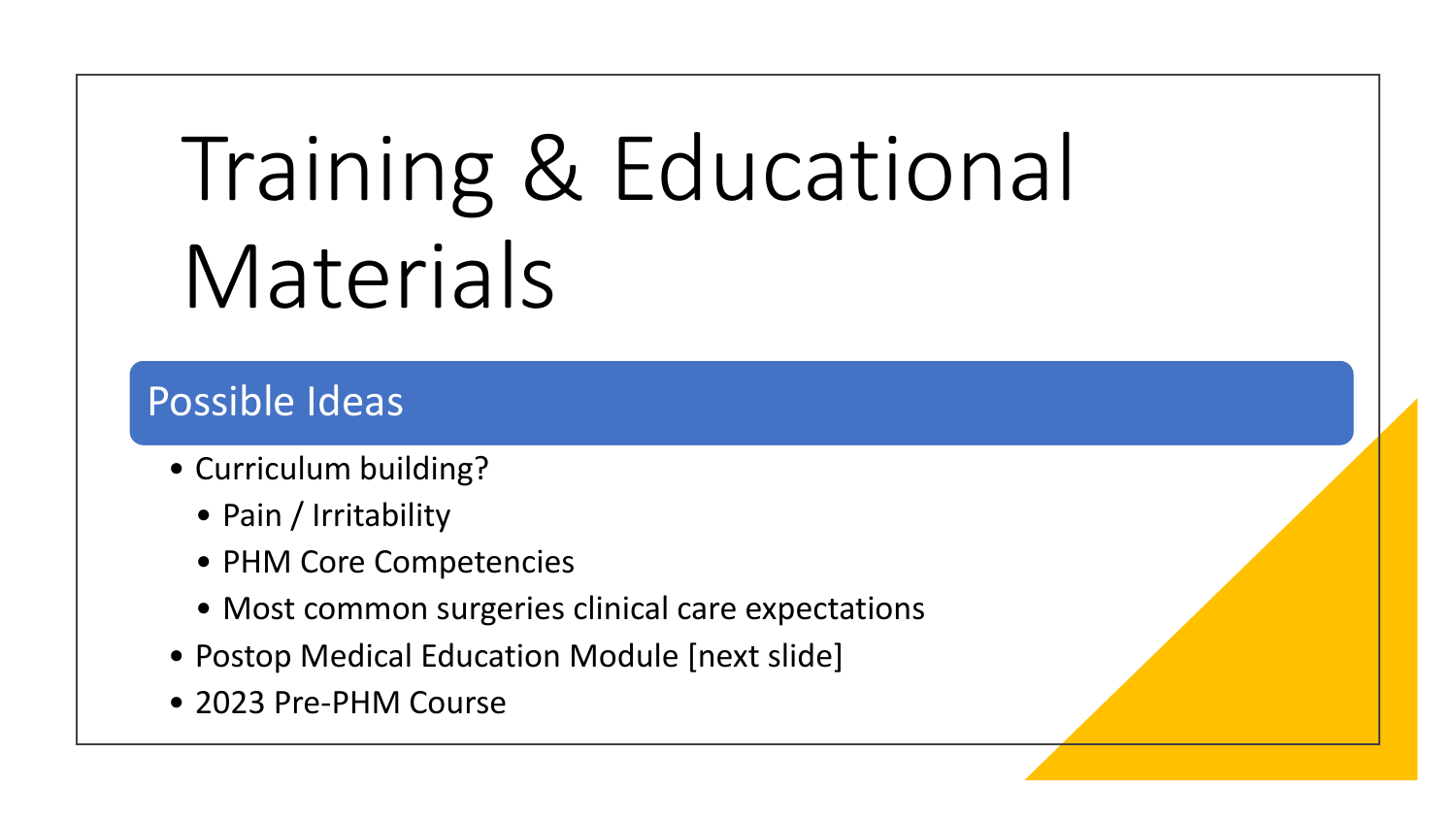# Training & Educational Materials

## Possible Ideas

- Curriculum building?
  - Pain / Irritability
  - PHM Core Competencies
  - Most common surgeries clinical care expectations
- Postop Medical Education Module [next slide]
- 2023 Pre-PHM Course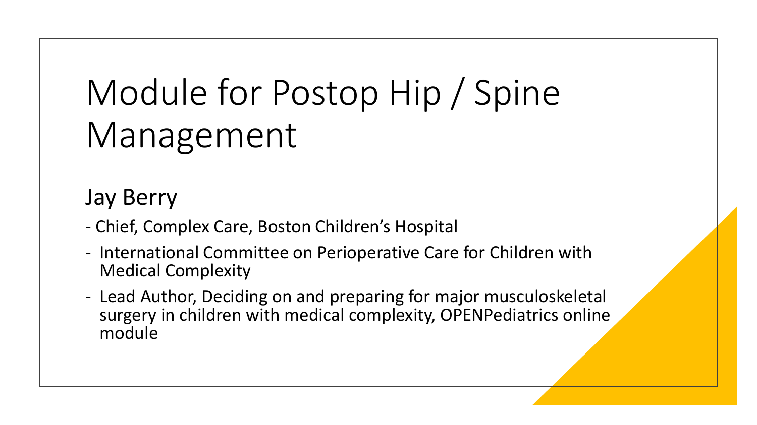# Module for Postop Hip / Spine Management

## Jay Berry

- Chief, Complex Care, Boston Children's Hospital
- International Committee on Perioperative Care for Children with Medical Complexity
- Lead Author, Deciding on and preparing for major musculoskeletal surgery in children with medical complexity, OPENPediatrics online module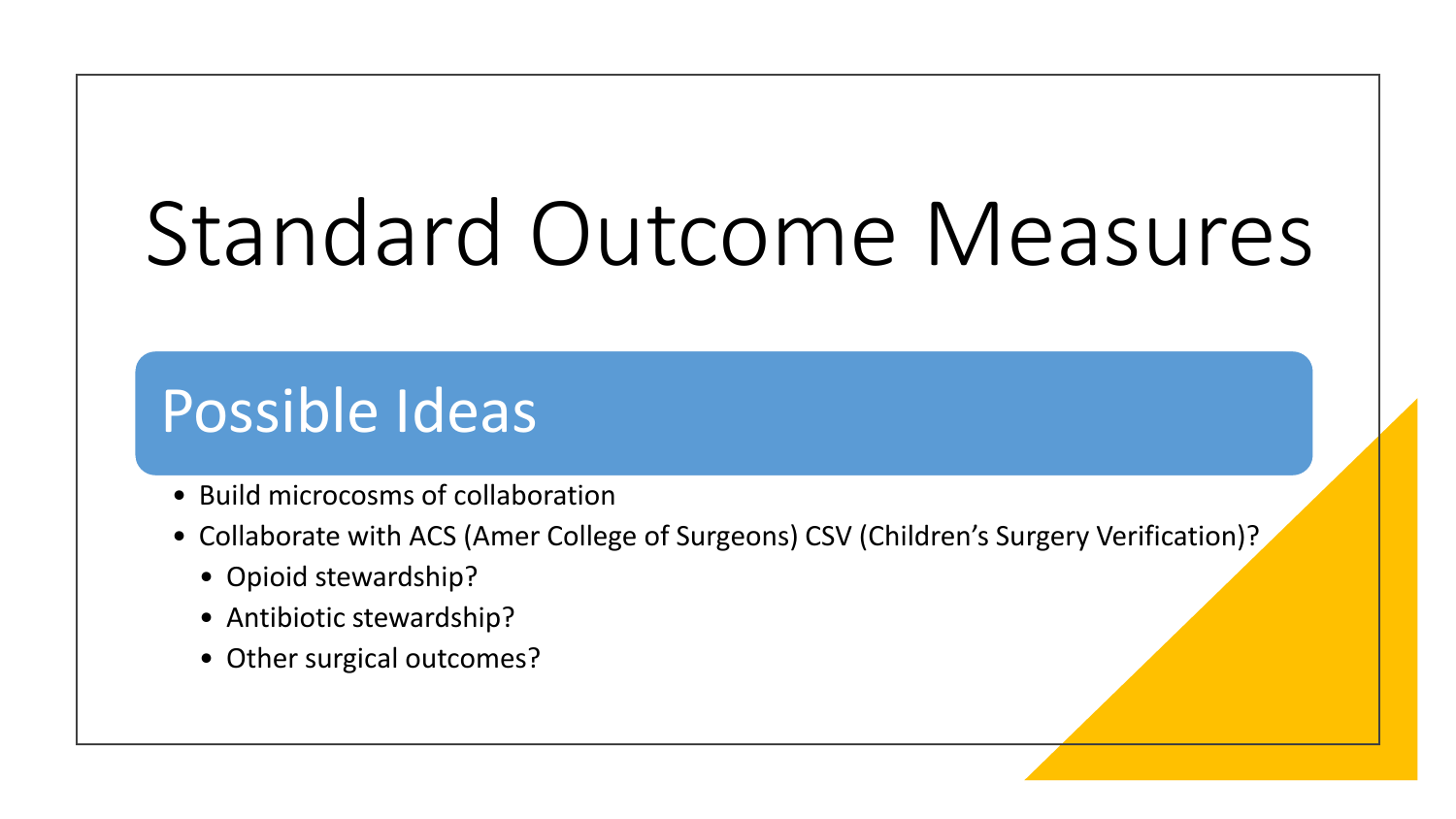# Standard Outcome Measures

## Possible Ideas

- Build microcosms of collaboration
- Collaborate with ACS (Amer College of Surgeons) CSV (Children's Surgery Verification)?
  - Opioid stewardship?
  - Antibiotic stewardship?
  - Other surgical outcomes?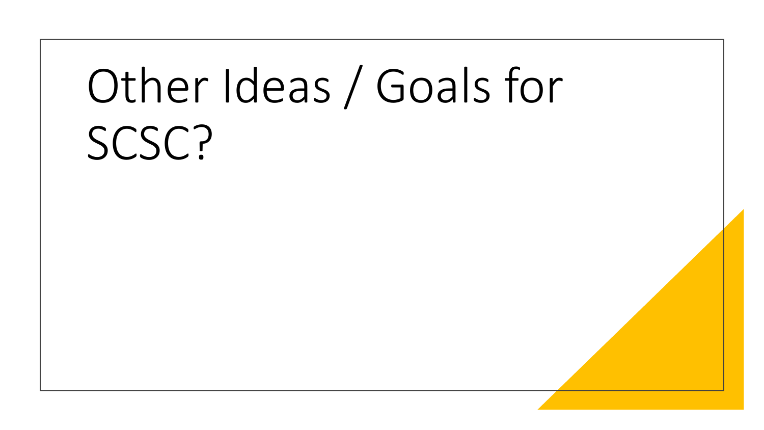# Other Ideas / Goals for SCSC?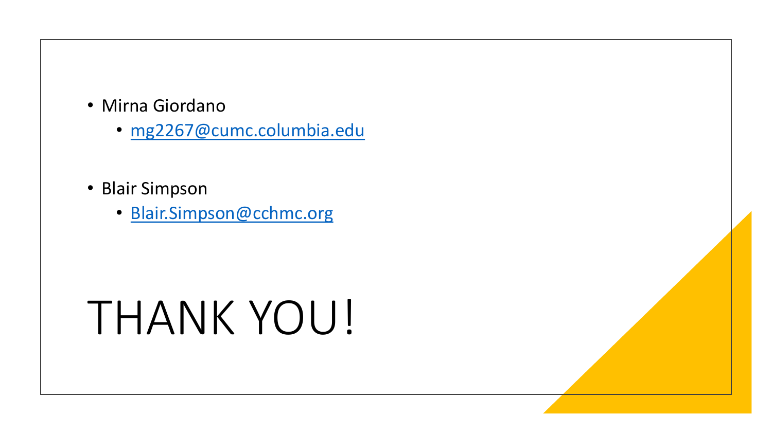- Mirna Giordano
  - mg2267@cumc.columbia.edu

- Blair Simpson
  - Blair.Simpson@cchmc.org

# THANK YOU!